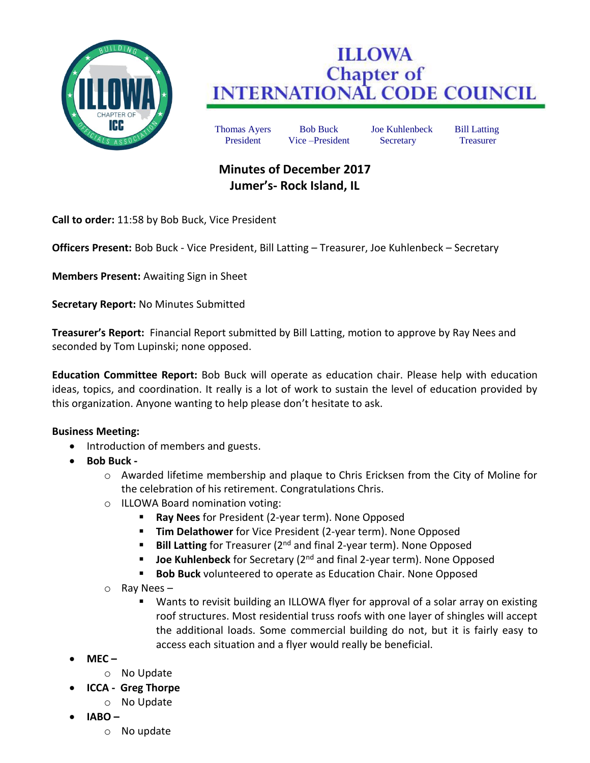# ILLOWA Chapter of INTERNATIONAL CODE COUNCIL

| Thomas Ayers | Bob Buck | Joe Kuhlenbeck | Bill Latting |
|---|---|---|---|
| President | Vice –President | Secretary | Treasurer |

## Minutes of December 2017
## Jumer's- Rock Island, IL

**Call to order:** 11:58 by Bob Buck, Vice President

**Officers Present:** Bob Buck - Vice President, Bill Latting – Treasurer, Joe Kuhlenbeck – Secretary

**Members Present:** Awaiting Sign in Sheet

**Secretary Report:** No Minutes Submitted

**Treasurer's Report:** Financial Report submitted by Bill Latting, motion to approve by Ray Nees and seconded by Tom Lupinski; none opposed.

**Education Committee Report:** Bob Buck will operate as education chair. Please help with education ideas, topics, and coordination. It really is a lot of work to sustain the level of education provided by this organization. Anyone wanting to help please don't hesitate to ask.

**Business Meeting:**

- Introduction of members and guests.
- **Bob Buck -**
  - Awarded lifetime membership and plaque to Chris Ericksen from the City of Moline for the celebration of his retirement. Congratulations Chris.
  - ILLOWA Board nomination voting:
    - **Ray Nees** for President (2-year term). None Opposed
    - **Tim Delathower** for Vice President (2-year term). None Opposed
    - **Bill Latting** for Treasurer (2nd and final 2-year term). None Opposed
    - **Joe Kuhlenbeck** for Secretary (2nd and final 2-year term). None Opposed
    - **Bob Buck** volunteered to operate as Education Chair. None Opposed
  - Ray Nees –
    - Wants to revisit building an ILLOWA flyer for approval of a solar array on existing roof structures. Most residential truss roofs with one layer of shingles will accept the additional loads. Some commercial building do not, but it is fairly easy to access each situation and a flyer would really be beneficial.
- **MEC –**
  - No Update
- **ICCA - Greg Thorpe**
  - No Update
- **IABO –**
  - No update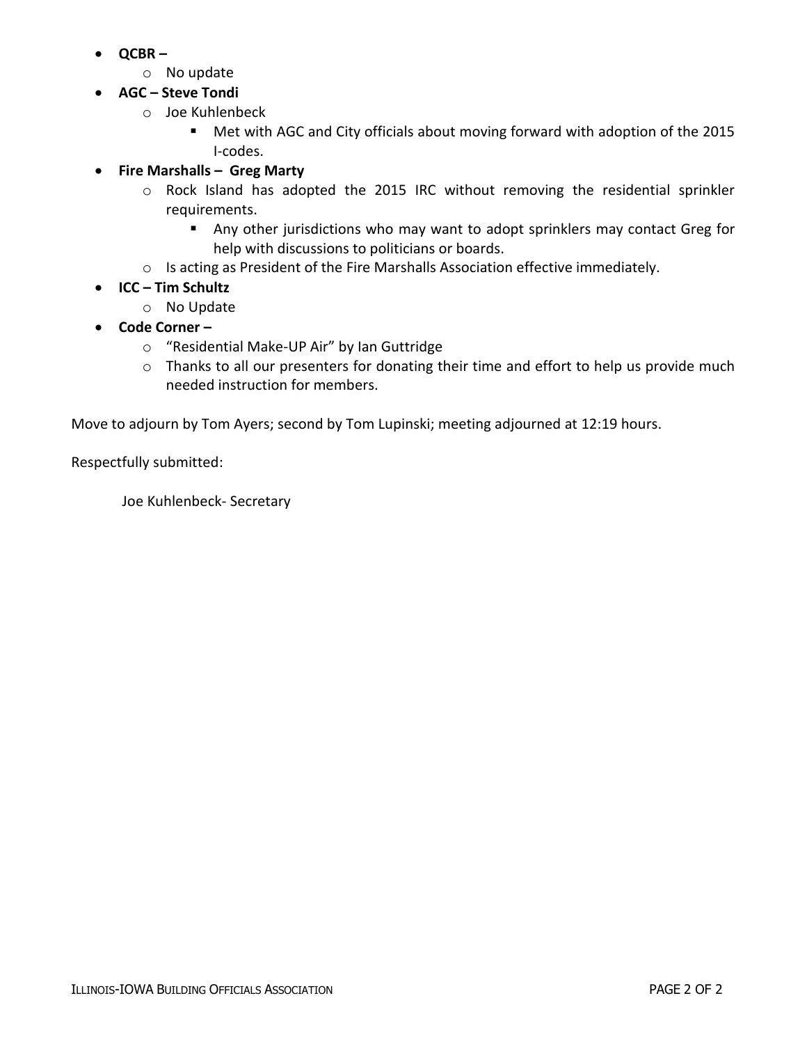- **QCBR –**
    - No update
- **AGC – Steve Tondi**
    - Joe Kuhlenbeck
        - Met with AGC and City officials about moving forward with adoption of the 2015 I-codes.
- **Fire Marshalls – Greg Marty**
    - Rock Island has adopted the 2015 IRC without removing the residential sprinkler requirements.
        - Any other jurisdictions who may want to adopt sprinklers may contact Greg for help with discussions to politicians or boards.
    - Is acting as President of the Fire Marshalls Association effective immediately.
- **ICC – Tim Schultz**
    - No Update
- **Code Corner –**
    - "Residential Make-UP Air" by Ian Guttridge
    - Thanks to all our presenters for donating their time and effort to help us provide much needed instruction for members.

Move to adjourn by Tom Ayers; second by Tom Lupinski; meeting adjourned at 12:19 hours.

Respectfully submitted:

Joe Kuhlenbeck- Secretary